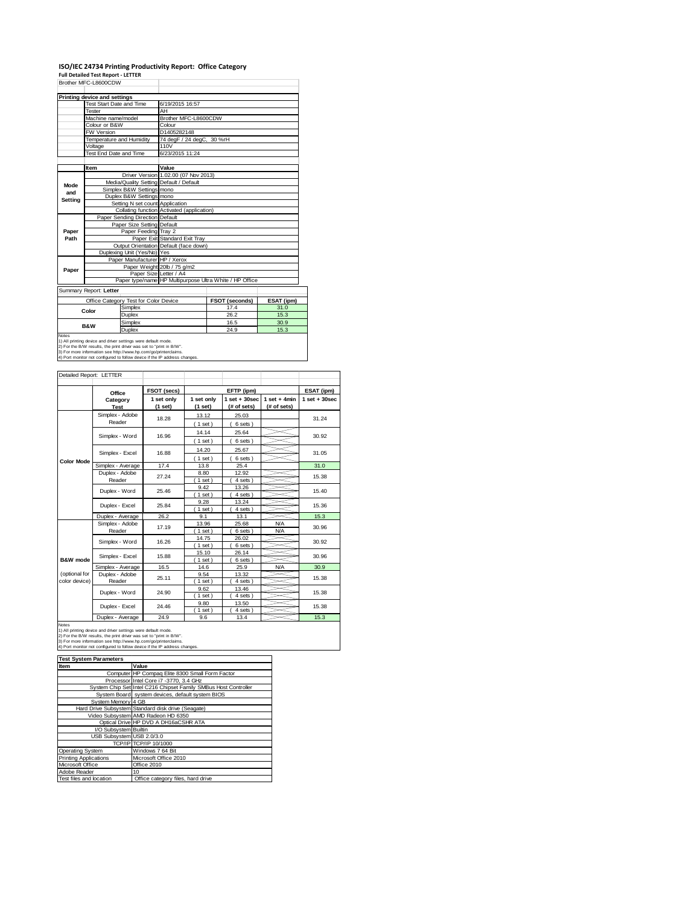# ISO/IEC 24734 Printing Productivity Report: Office Category

**Full Detailed Test Report - LETTER**

Brother MFC-L8600CDW

| Printing device and settings | |
|---|---|
| Test Start Date and Time | 6/19/2015 16:57 |
| Tester | AH |
| Machine name/model | Brother MFC-L8600CDW |
| Colour or B&W | Colour |
| FW Version | D1405282148 |
| Temperature and Humidity | 74 degF / 24 degC, 30 %rH |
| Voltage | 110V |
| Test End Date and Time | 6/23/2015 11:24 |

| | Item | Value |
|---|---|---|
| Mode and Setting | Driver Version | 1.02.00 (07 Nov 2013) |
| | Media/Quality Setting | Default / Default |
| | Simplex B&W Settings | mono |
| | Duplex B&W Settings | mono |
| | Setting N set count | Application |
| | Collating function | Activated (application) |
| Paper Path | Paper Sending Direction | Default |
| | Paper Size Setting | Default |
| | Paper Feeding | Tray 2 |
| | Paper Exit | Standard Exit Tray |
| | Output Orientation | Default (face down) |
| | Duplexing Unit (Yes/No) | Yes |
| Paper | Paper Manufacturer | HP / Xerox |
| | Paper Weight | 20lb / 75 g/m2 |
| | Paper Size | Letter / A4 |
| | Paper type/name | HP Multipurpose Ultra White / HP Office |

Summary Report: **Letter**

| Office Category Test for Color Device | | FSOT (seconds) | ESAT (ipm) |
|---|---|---|---|
| Color | Simplex | 17.4 | 31.0 |
| | Duplex | 26.2 | 15.3 |
| B&W | Simplex | 16.5 | 30.9 |
| | Duplex | 24.9 | 15.3 |

Notes
1) All printing device and driver settings were default mode.
2) For the B/W results, the print driver was set to "print in B/W".
3) For more information see http://www.hp.com/go/printerclaims.
4) Port monitor not configured to follow device if the IP address changes.

Detailed Report: LETTER

| | Office Category Test | FSOT (secs) 1 set only (1 set) | EFTP (ipm) 1 set only (1 set) | EFTP (ipm) 1 set + 30sec (# of sets) | EFTP (ipm) 1 set + 4min (# of sets) | ESAT (ipm) 1 set + 30sec |
|---|---|---|---|---|---|---|
| Color Mode | Simplex - Adobe Reader | 18.28 | 13.12 (1 set) | 25.03 (6 sets) | | 31.24 |
| | Simplex - Word | 16.96 | 14.14 (1 set) | 25.64 (6 sets) | | 30.92 |
| | Simplex - Excel | 16.88 | 14.20 (1 set) | 25.67 (6 sets) | | 31.05 |
| | Simplex - Average | 17.4 | 13.8 | 25.4 | | 31.0 |
| | Duplex - Adobe Reader | 27.24 | 8.80 (1 set) | 12.92 (4 sets) | | 15.38 |
| | Duplex - Word | 25.46 | 9.42 (1 set) | 13.26 (4 sets) | | 15.40 |
| | Duplex - Excel | 25.84 | 9.28 (1 set) | 13.24 (4 sets) | | 15.36 |
| | Duplex - Average | 26.2 | 9.1 | 13.1 | | 15.3 |
| B&W mode (optional for color device) | Simplex - Adobe Reader | 17.19 | 13.96 (1 set) | 25.68 (6 sets) | N/A N/A | 30.96 |
| | Simplex - Word | 16.26 | 14.75 (1 set) | 26.02 (6 sets) | | 30.92 |
| | Simplex - Excel | 15.88 | 15.10 (1 set) | 26.14 (6 sets) | | 30.96 |
| | Simplex - Average | 16.5 | 14.6 | 25.9 | N/A | 30.9 |
| | Duplex - Adobe Reader | 25.11 | 9.54 (1 set) | 13.32 (4 sets) | | 15.38 |
| | Duplex - Word | 24.90 | 9.62 (1 set) | 13.46 (4 sets) | | 15.38 |
| | Duplex - Excel | 24.46 | 9.80 (1 set) | 13.50 (4 sets) | | 15.38 |
| | Duplex - Average | 24.9 | 9.6 | 13.4 | | 15.3 |

Notes
1) All printing device and driver settings were default mode.
2) For the B/W results, the print driver was set to "print in B/W".
3) For more information see http://www.hp.com/go/printerclaims.
4) Port monitor not configured to follow device if the IP address changes.

| Test System Parameters | |
|---|---|
| **Item** | **Value** |
| Computer | HP Compaq Elite 8300 Small Form Factor |
| Processor | Intel Core i7 -3770, 3.4 GHz |
| System Chip Set | Intel C216 Chipset Family SMBus Host Controller |
| System Board | system devices, default system BIOS |
| System Memory | 4 GB |
| Hard Drive Subsystem | Standard disk drive (Seagate) |
| Video Subsystem | AMD Radeon HD 6350 |
| Optical Drive | HP DVD A DH16aCSHR ATA |
| I/O Subsystem | Builtin |
| USB Subsystem | USB 2.0/3.0 |
| TCP/IP | TCP/IP 10/1000 |
| Operating System | Windows 7 64 Bit |
| Printing Applications | Microsoft Office 2010 |
| Microsoft Office | Office 2010 |
| Adobe Reader | 10 |
| Test files and location | Office category files, hard drive |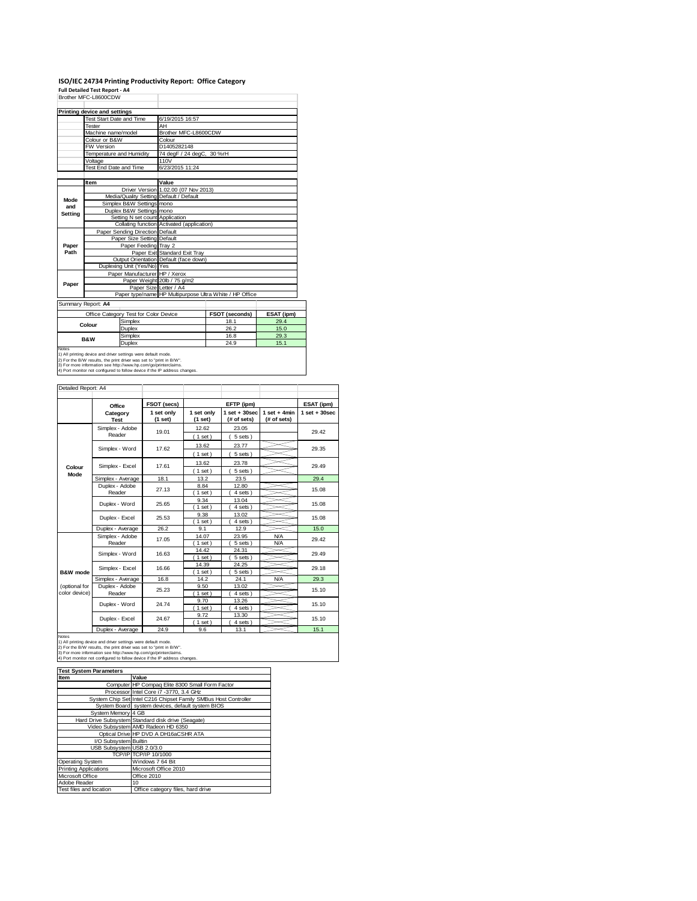# ISO/IEC 24734 Printing Productivity Report: Office Category

**Full Detailed Test Report - A4**

Brother MFC-L8600CDW

**Printing device and settings**

| | |
|---|---|
| Test Start Date and Time | 6/19/2015 16:57 |
| Tester | AH |
| Machine name/model | Brother MFC-L8600CDW |
| Colour or B&W | Colour |
| FW Version | D1405282148 |
| Temperature and Humidity | 74 degF / 24 degC, 30 %rH |
| Voltage | 110V |
| Test End Date and Time | 6/23/2015 11:24 |

| | Item | Value |
|---|---|---|
| Mode and Setting | Driver Version | 1.02.00 (07 Nov 2013) |
| | Media/Quality Setting | Default / Default |
| | Simplex B&W Settings | mono |
| | Duplex B&W Settings | mono |
| | Setting N set count | Application |
| | Collating function | Activated (application) |
| Paper Path | Paper Sending Direction | Default |
| | Paper Size Setting | Default |
| | Paper Feeding | Tray 2 |
| | Paper Exit | Standard Exit Tray |
| | Output Orientation | Default (face down) |
| | Duplexing Unit (Yes/No) | Yes |
| Paper | Paper Manufacturer | HP / Xerox |
| | Paper Weight | 20lb / 75 g/m2 |
| | Paper Size | Letter / A4 |
| | Paper type/name | HP Multipurpose Ultra White / HP Office |

Summary Report: **A4**

| Office Category Test for Color Device | | FSOT (seconds) | ESAT (ipm) |
|---|---|---|---|
| Colour | Simplex | 18.1 | 29.4 |
| | Duplex | 26.2 | 15.0 |
| B&W | Simplex | 16.8 | 29.3 |
| | Duplex | 24.9 | 15.1 |

Notes
1) All printing device and driver settings were default mode.
2) For the B/W results, the print driver was set to "print in B/W".
3) For more information see http://www.hp.com/go/printerclaims.
4) Port monitor not configured to follow device if the IP address changes.

Detailed Report: A4

| | Office Category Test | FSOT (secs) 1 set only (1 set) | EFTP (ipm) 1 set only (1 set) | EFTP (ipm) 1 set + 30sec (# of sets) | EFTP (ipm) 1 set + 4min (# of sets) | ESAT (ipm) 1 set + 30sec |
|---|---|---|---|---|---|---|
| Colour Mode | Simplex - Adobe Reader | 19.01 | 12.62 (1 set) | 23.05 (5 sets) | | 29.42 |
| | Simplex - Word | 17.62 | 13.62 (1 set) | 23.77 (5 sets) | | 29.35 |
| | Simplex - Excel | 17.61 | 13.62 (1 set) | 23.78 (5 sets) | | 29.49 |
| | Simplex - Average | 18.1 | 13.2 | 23.5 | | 29.4 |
| | Duplex - Adobe Reader | 27.13 | 8.84 (1 set) | 12.80 (4 sets) | | 15.08 |
| | Duplex - Word | 25.65 | 9.34 (1 set) | 13.04 (4 sets) | | 15.08 |
| | Duplex - Excel | 25.53 | 9.38 (1 set) | 13.02 (4 sets) | | 15.08 |
| | Duplex - Average | 26.2 | 9.1 | 12.9 | | 15.0 |
| B&W mode (optional for color device) | Simplex - Adobe Reader | 17.05 | 14.07 (1 set) | 23.95 (5 sets) | N/A N/A | 29.42 |
| | Simplex - Word | 16.63 | 14.42 (1 set) | 24.31 (5 sets) | | 29.49 |
| | Simplex - Excel | 16.66 | 14.39 (1 set) | 24.25 (5 sets) | | 29.18 |
| | Simplex - Average | 16.8 | 14.2 | 24.1 | N/A | 29.3 |
| | Duplex - Adobe Reader | 25.23 | 9.50 (1 set) | 13.02 (4 sets) | | 15.10 |
| | Duplex - Word | 24.74 | 9.70 (1 set) | 13.26 (4 sets) | | 15.10 |
| | Duplex - Excel | 24.67 | 9.72 (1 set) | 13.30 (4 sets) | | 15.10 |
| | Duplex - Average | 24.9 | 9.6 | 13.1 | | 15.1 |

Notes
1) All printing device and driver settings were default mode.
2) For the B/W results, the print driver was set to "print in B/W".
3) For more information see http://www.hp.com/go/printerclaims.
4) Port monitor not configured to follow device if the IP address changes.

**Test System Parameters**

| Item | Value |
|---|---|
| Computer | HP Compaq Elite 8300 Small Form Factor |
| Processor | Intel Core i7 -3770, 3.4 GHz |
| System Chip Set | Intel C216 Chipset Family SMBus Host Controller |
| System Board | system devices, default system BIOS |
| System Memory | 4 GB |
| Hard Drive Subsystem | Standard disk drive (Seagate) |
| Video Subsystem | AMD Radeon HD 6350 |
| Optical Drive | HP DVD A DH16aCSHR ATA |
| I/O Subsystem | Builtin |
| USB Subsystem | USB 2.0/3.0 |
| TCP/IP | TCP/IP 10/1000 |
| Operating System | Windows 7 64 Bit |
| Printing Applications | Microsoft Office 2010 |
| Microsoft Office | Office 2010 |
| Adobe Reader | 10 |
| Test files and location | Office category files, hard drive |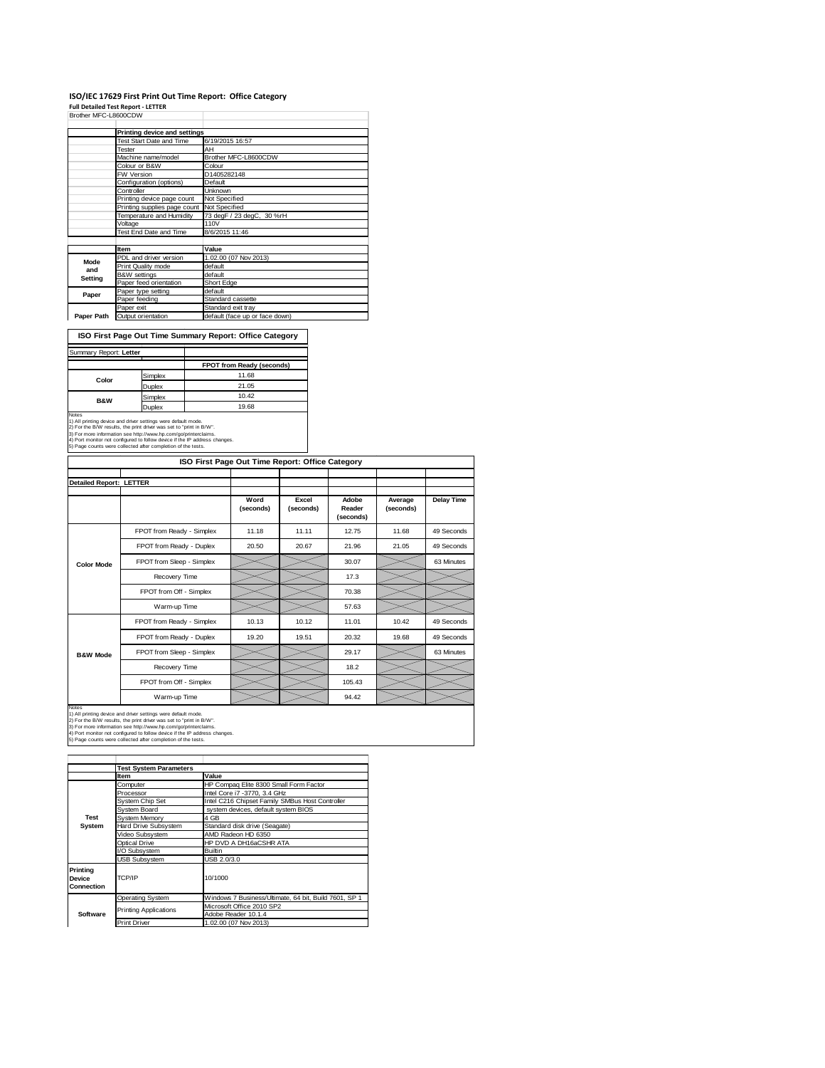# ISO/IEC 17629 First Print Out Time Report: Office Category

**Full Detailed Test Report - LETTER**

Brother MFC-L8600CDW

| | Printing device and settings | |
|---|---|---|
| | Test Start Date and Time | 6/19/2015 16:57 |
| | Tester | AH |
| | Machine name/model | Brother MFC-L8600CDW |
| | Colour or B&W | Colour |
| | FW Version | D1405282148 |
| | Configuration (options) | Default |
| | Controller | Unknown |
| | Printing device page count | Not Specified |
| | Printing supplies page count | Not Specified |
| | Temperature and Humidity | 73 degF / 23 degC, 30 %rH |
| | Voltage | 110V |
| | Test End Date and Time | 8/6/2015 11:46 |

| | Item | Value |
|---|---|---|
| Mode and Setting | PDL and driver version | 1.02.00 (07 Nov 2013) |
| | Print Quality mode | default |
| | B&W settings | default |
| | Paper feed orientation | Short Edge |
| Paper | Paper type setting | default |
| | Paper feeding | Standard cassette |
| | Paper exit | Standard exit tray |
| Paper Path | Output orientation | default (face up or face down) |

## ISO First Page Out Time Summary Report: Office Category

Summary Report: **Letter**

| | | FPOT from Ready (seconds) |
|---|---|---|
| Color | Simplex | 11.68 |
| | Duplex | 21.05 |
| B&W | Simplex | 10.42 |
| | Duplex | 19.68 |

Notes
1) All printing device and driver settings were default mode.
2) For the B/W results, the print driver was set to "print in B/W".
3) For more information see http://www.hp.com/go/printerclaims.
4) Port monitor not configured to follow device if the IP address changes.
5) Page counts were collected after completion of the tests.

## ISO First Page Out Time Report: Office Category

Detailed Report: **LETTER**

| | | Word (seconds) | Excel (seconds) | Adobe Reader (seconds) | Average (seconds) | Delay Time |
|---|---|---|---|---|---|---|
| Color Mode | FPOT from Ready - Simplex | 11.18 | 11.11 | 12.75 | 11.68 | 49 Seconds |
| | FPOT from Ready - Duplex | 20.50 | 20.67 | 21.96 | 21.05 | 49 Seconds |
| | FPOT from Sleep - Simplex | | | 30.07 | | 63 Minutes |
| | Recovery Time | | | 17.3 | | |
| | FPOT from Off - Simplex | | | 70.38 | | |
| | Warm-up Time | | | 57.63 | | |
| B&W Mode | FPOT from Ready - Simplex | 10.13 | 10.12 | 11.01 | 10.42 | 49 Seconds |
| | FPOT from Ready - Duplex | 19.20 | 19.51 | 20.32 | 19.68 | 49 Seconds |
| | FPOT from Sleep - Simplex | | | 29.17 | | 63 Minutes |
| | Recovery Time | | | 18.2 | | |
| | FPOT from Off - Simplex | | | 105.43 | | |
| | Warm-up Time | | | 94.42 | | |

Notes
1) All printing device and driver settings were default mode.
2) For the B/W results, the print driver was set to "print in B/W".
3) For more information see http://www.hp.com/go/printerclaims.
4) Port monitor not configured to follow device if the IP address changes.
5) Page counts were collected after completion of the tests.

| | Test System Parameters | |
|---|---|---|
| | Item | Value |
| Test System | Computer | HP Compaq Elite 8300 Small Form Factor |
| | Processor | Intel Core i7 -3770, 3.4 GHz |
| | System Chip Set | Intel C216 Chipset Family SMBus Host Controller |
| | System Board | system devices, default system BIOS |
| | System Memory | 4 GB |
| | Hard Drive Subsystem | Standard disk drive (Seagate) |
| | Video Subsystem | AMD Radeon HD 6350 |
| | Optical Drive | HP DVD A DH16aCSHR ATA |
| | I/O Subsystem | Builtin |
| | USB Subsystem | USB 2.0/3.0 |
| Printing Device Connection | TCP/IP | 10/1000 |
| Software | Operating System | Windows 7 Business/Ultimate, 64 bit, Build 7601, SP 1 |
| | Printing Applications | Microsoft Office 2010 SP2 |
| | | Adobe Reader 10.1.4 |
| | Print Driver | 1.02.00 (07 Nov 2013) |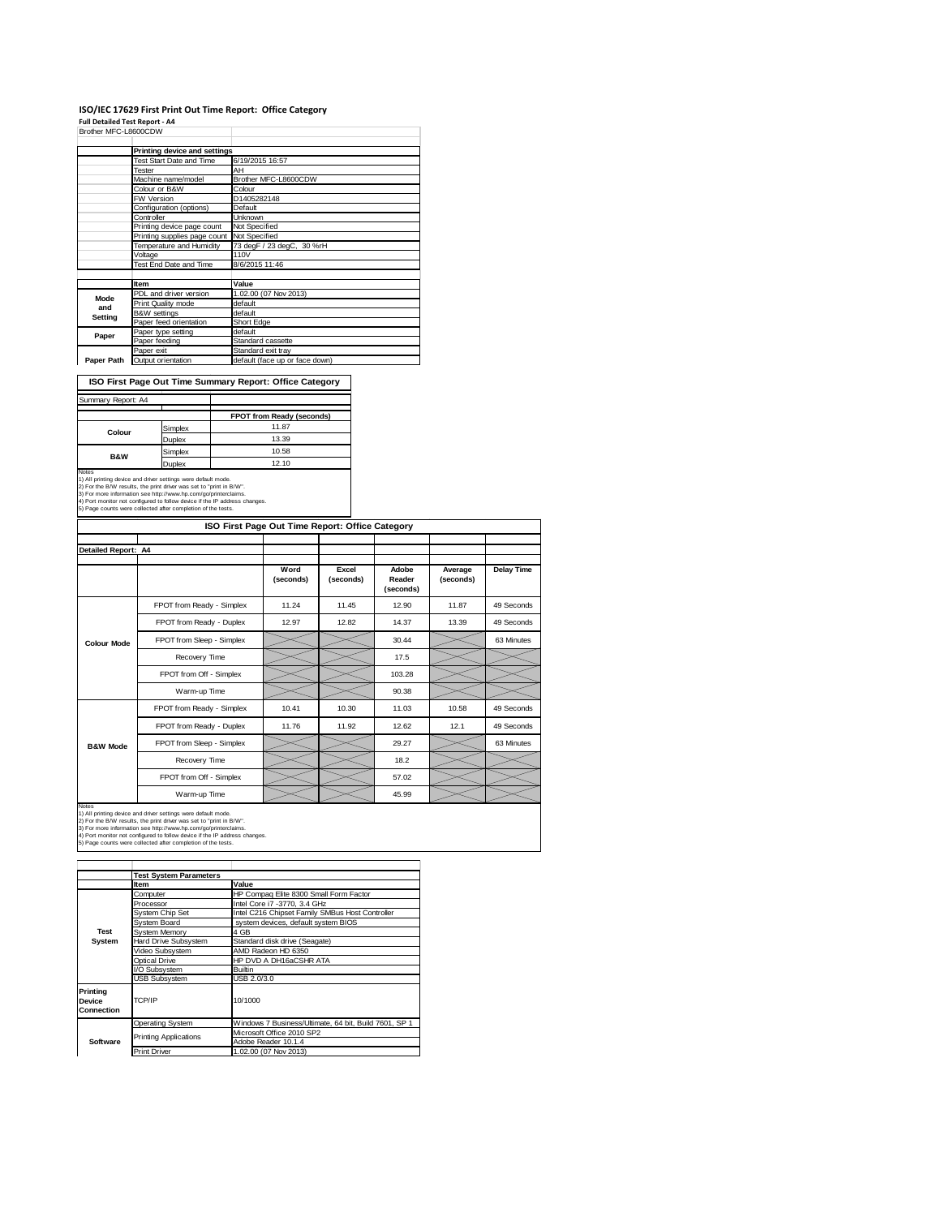# ISO/IEC 17629 First Print Out Time Report: Office Category

**Full Detailed Test Report - A4**

Brother MFC-L8600CDW

| | Printing device and settings | |
|---|---|---|
| | Test Start Date and Time | 6/19/2015 16:57 |
| | Tester | AH |
| | Machine name/model | Brother MFC-L8600CDW |
| | Colour or B&W | Colour |
| | FW Version | D1405282148 |
| | Configuration (options) | Default |
| | Controller | Unknown |
| | Printing device page count | Not Specified |
| | Printing supplies page count | Not Specified |
| | Temperature and Humidity | 73 degF / 23 degC, 30 %rH |
| | Voltage | 110V |
| | Test End Date and Time | 8/6/2015 11:46 |

| | Item | Value |
|---|---|---|
| Mode and Setting | PDL and driver version | 1.02.00 (07 Nov 2013) |
| | Print Quality mode | default |
| | B&W settings | default |
| | Paper feed orientation | Short Edge |
| Paper | Paper type setting | default |
| | Paper feeding | Standard cassette |
| | Paper exit | Standard exit tray |
| Paper Path | Output orientation | default (face up or face down) |

## ISO First Page Out Time Summary Report: Office Category

Summary Report: A4

| | | FPOT from Ready (seconds) |
|---|---|---|
| Colour | Simplex | 11.87 |
| | Duplex | 13.39 |
| B&W | Simplex | 10.58 |
| | Duplex | 12.10 |

Notes
1) All printing device and driver settings were default mode.
2) For the B/W results, the print driver was set to "print in B/W".
3) For more information see http://www.hp.com/go/printerclaims.
4) Port monitor not configured to follow device if the IP address changes.
5) Page counts were collected after completion of the tests.

## ISO First Page Out Time Report: Office Category

Detailed Report: A4

| | | Word (seconds) | Excel (seconds) | Adobe Reader (seconds) | Average (seconds) | Delay Time |
|---|---|---|---|---|---|---|
| Colour Mode | FPOT from Ready - Simplex | 11.24 | 11.45 | 12.90 | 11.87 | 49 Seconds |
| | FPOT from Ready - Duplex | 12.97 | 12.82 | 14.37 | 13.39 | 49 Seconds |
| | FPOT from Sleep - Simplex | | | 30.44 | | 63 Minutes |
| | Recovery Time | | | 17.5 | | |
| | FPOT from Off - Simplex | | | 103.28 | | |
| | Warm-up Time | | | 90.38 | | |
| B&W Mode | FPOT from Ready - Simplex | 10.41 | 10.30 | 11.03 | 10.58 | 49 Seconds |
| | FPOT from Ready - Duplex | 11.76 | 11.92 | 12.62 | 12.1 | 49 Seconds |
| | FPOT from Sleep - Simplex | | | 29.27 | | 63 Minutes |
| | Recovery Time | | | 18.2 | | |
| | FPOT from Off - Simplex | | | 57.02 | | |
| | Warm-up Time | | | 45.99 | | |

Notes
1) All printing device and driver settings were default mode.
2) For the B/W results, the print driver was set to "print in B/W".
3) For more information see http://www.hp.com/go/printerclaims.
4) Port monitor not configured to follow device if the IP address changes.
5) Page counts were collected after completion of the tests.

| | Test System Parameters | |
|---|---|---|
| | Item | Value |
| Test System | Computer | HP Compaq Elite 8300 Small Form Factor |
| | Processor | Intel Core i7 -3770, 3.4 GHz |
| | System Chip Set | Intel C216 Chipset Family SMBus Host Controller |
| | System Board | system devices, default system BIOS |
| | System Memory | 4 GB |
| | Hard Drive Subsystem | Standard disk drive (Seagate) |
| | Video Subsystem | AMD Radeon HD 6350 |
| | Optical Drive | HP DVD A DH16aCSHR ATA |
| | I/O Subsystem | Builtin |
| | USB Subsystem | USB 2.0/3.0 |
| Printing Device Connection | TCP/IP | 10/1000 |
| Software | Operating System | Windows 7 Business/Ultimate, 64 bit, Build 7601, SP 1 |
| | Printing Applications | Microsoft Office 2010 SP2 |
| | | Adobe Reader 10.1.4 |
| | Print Driver | 1.02.00 (07 Nov 2013) |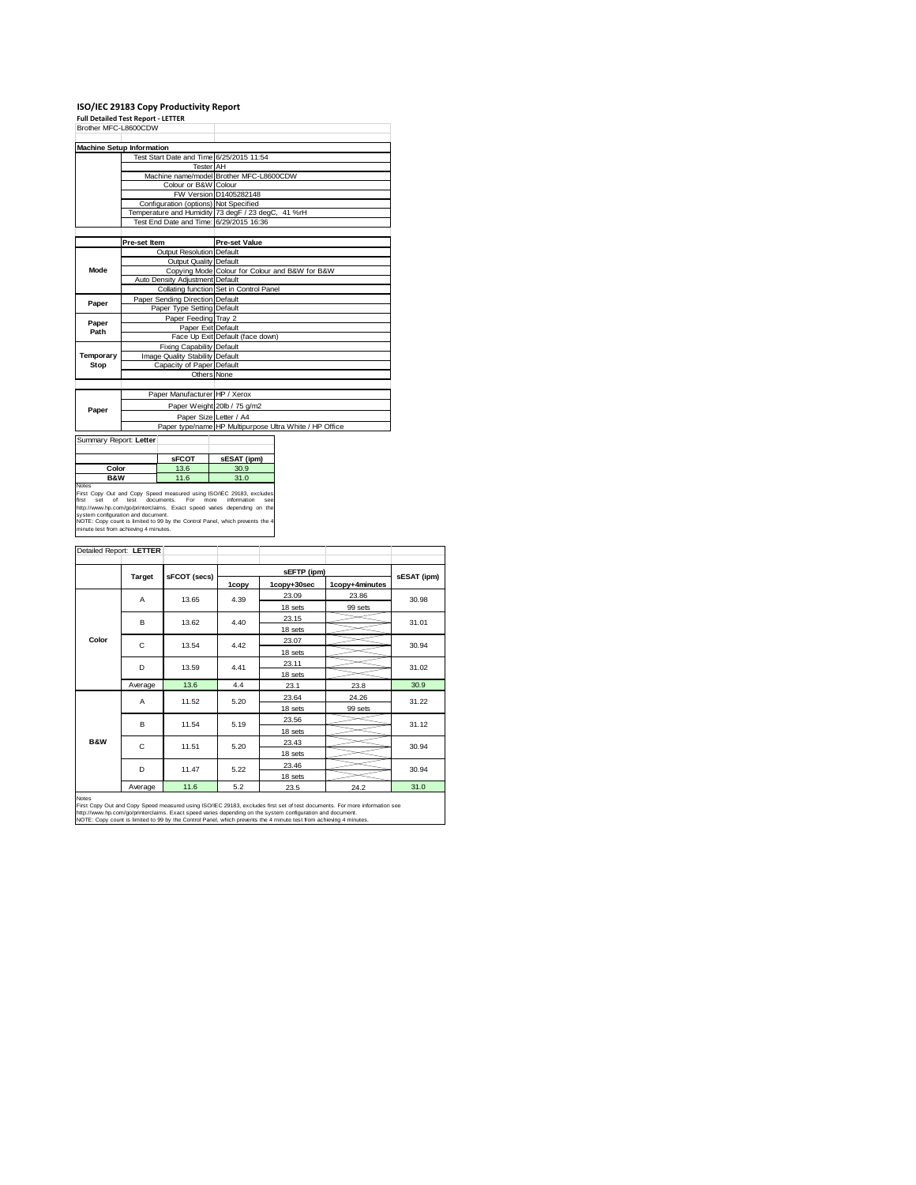# ISO/IEC 29183 Copy Productivity Report

**Full Detailed Test Report - LETTER**

Brother MFC-L8600CDW

| Machine Setup Information | | |
|---|---|---|
| | Test Start Date and Time | 6/25/2015 11:54 |
| | Tester | AH |
| | Machine name/model | Brother MFC-L8600CDW |
| | Colour or B&W | Colour |
| | FW Version | D1405282148 |
| | Configuration (options) | Not Specified |
| | Temperature and Humidity | 73 degF / 23 degC, 41 %rH |
| | Test End Date and Time: | 6/29/2015 16:36 |

| | Pre-set Item | Pre-set Value |
|---|---|---|
| Mode | Output Resolution | Default |
| | Output Quality | Default |
| | Copying Mode | Colour for Colour and B&W for B&W |
| | Auto Density Adjustment | Default |
| | Collating function | Set in Control Panel |
| Paper | Paper Sending Direction | Default |
| | Paper Type Setting | Default |
| Paper Path | Paper Feeding | Tray 2 |
| | Paper Exit | Default |
| | Face Up Exit | Default (face down) |
| Temporary Stop | Fixing Capability | Default |
| | Image Quality Stability | Default |
| | Capacity of Paper | Default |
| | Others | None |

| | | |
|---|---|---|
| Paper | Paper Manufacturer | HP / Xerox |
| | Paper Weight | 20lb / 75 g/m2 |
| | Paper Size | Letter / A4 |
| | Paper type/name | HP Multipurpose Ultra White / HP Office |

Summary Report: **Letter**

| | sFCOT | sESAT (ipm) |
|---|---|---|
| Color | 13.6 | 30.9 |
| B&W | 11.6 | 31.0 |

Notes
First Copy Out and Copy Speed measured using ISO/IEC 29183, excludes first set of test documents. For more information see http://www.hp.com/go/printerclaims. Exact speed varies depending on the system configuration and document.
NOTE: Copy count is limited to 99 by the Control Panel, which prevents the 4 minute test from achieving 4 minutes.

Detailed Report: **LETTER**

| | Target | sFCOT (secs) | sEFTP (ipm) 1copy | sEFTP (ipm) 1copy+30sec | sEFTP (ipm) 1copy+4minutes | sESAT (ipm) |
|---|---|---|---|---|---|---|
| Color | A | 13.65 | 4.39 | 23.09 / 18 sets | 23.86 / 99 sets | 30.98 |
| | B | 13.62 | 4.40 | 23.15 / 18 sets | | 31.01 |
| | C | 13.54 | 4.42 | 23.07 / 18 sets | | 30.94 |
| | D | 13.59 | 4.41 | 23.11 / 18 sets | | 31.02 |
| | Average | 13.6 | 4.4 | 23.1 | 23.8 | 30.9 |
| B&W | A | 11.52 | 5.20 | 23.64 / 18 sets | 24.26 / 99 sets | 31.22 |
| | B | 11.54 | 5.19 | 23.56 / 18 sets | | 31.12 |
| | C | 11.51 | 5.20 | 23.43 / 18 sets | | 30.94 |
| | D | 11.47 | 5.22 | 23.46 / 18 sets | | 30.94 |
| | Average | 11.6 | 5.2 | 23.5 | 24.2 | 31.0 |

Notes
First Copy Out and Copy Speed measured using ISO/IEC 29183, excludes first set of test documents. For more information see http://www.hp.com/go/printerclaims. Exact speed varies depending on the system configuration and document.
NOTE: Copy count is limited to 99 by the Control Panel, which prevents the 4 minute test from achieving 4 minutes.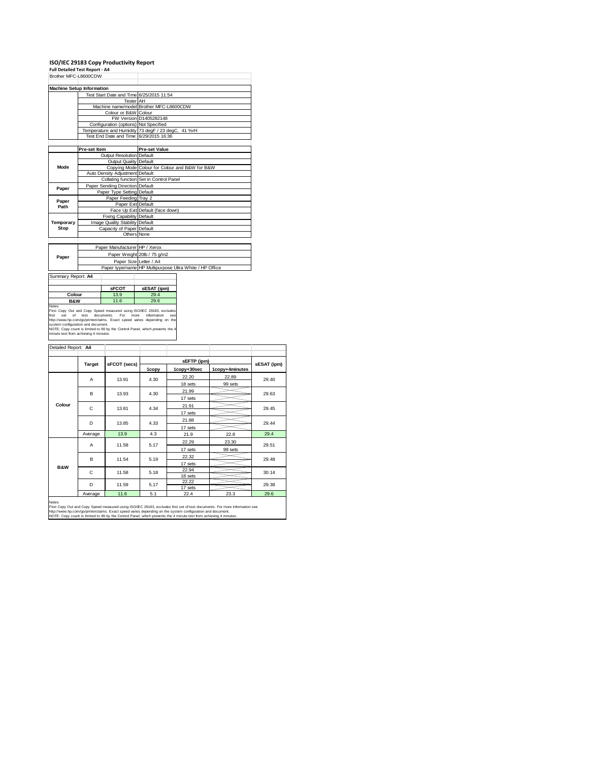# ISO/IEC 29183 Copy Productivity Report

**Full Detailed Test Report - A4**

Brother MFC-L8600CDW

| Machine Setup Information | |
|---|---|
| Test Start Date and Time | 6/25/2015 11:54 |
| Tester | AH |
| Machine name/model | Brother MFC-L8600CDW |
| Colour or B&W | Colour |
| FW Version | D1405282148 |
| Configuration (options) | Not Specified |
| Temperature and Humidity | 73 degF / 23 degC, 41 %rH |
| Test End Date and Time: | 6/29/2015 16:36 |

| | Pre-set Item | Pre-set Value |
|---|---|---|
| Mode | Output Resolution | Default |
| | Output Quality | Default |
| | Copying Mode | Colour for Colour and B&W for B&W |
| | Auto Density Adjustment | Default |
| | Collating function | Set in Control Panel |
| Paper | Paper Sending Direction | Default |
| | Paper Type Setting | Default |
| Paper Path | Paper Feeding | Tray 2 |
| | Paper Exit | Default |
| | Face Up Exit | Default (face down) |
| Temporary Stop | Fixing Capability | Default |
| | Image Quality Stability | Default |
| | Capacity of Paper | Default |
| | Others | None |

| | | |
|---|---|---|
| Paper | Paper Manufacturer | HP / Xerox |
| | Paper Weight | 20lb / 75 g/m2 |
| | Paper Size | Letter / A4 |
| | Paper type/name | HP Multipurpose Ultra White / HP Office |

Summary Report: **A4**

| | sFCOT | sESAT (ipm) |
|---|---|---|
| Colour | 13.9 | 29.4 |
| B&W | 11.6 | 29.6 |

Notes
First Copy Out and Copy Speed measured using ISO/IEC 29183, excludes first set of test documents. For more information see http://www.hp.com/go/printerclaims. Exact speed varies depending on the system configuration and document.
NOTE: Copy count is limited to 99 by the Control Panel, which prevents the 4 minute test from achieving 4 minutes.

Detailed Report: **A4**

| | Target | sFCOT (secs) | sEFTP (ipm) 1copy | 1copy+30sec | 1copy+4minutes | sESAT (ipm) |
|---|---|---|---|---|---|---|
| Colour | A | 13.91 | 4.30 | 22.20 / 18 sets | 22.89 / 99 sets | 29.40 |
| | B | 13.93 | 4.30 | 21.99 / 17 sets | | 29.63 |
| | C | 13.81 | 4.34 | 21.91 / 17 sets | | 29.45 |
| | D | 13.85 | 4.33 | 21.88 / 17 sets | | 29.44 |
| | Average | 13.9 | 4.3 | 21.9 | 22.8 | 29.4 |
| B&W | A | 11.58 | 5.17 | 22.29 / 17 sets | 23.30 / 99 sets | 29.51 |
| | B | 11.54 | 5.19 | 22.32 / 17 sets | | 29.48 |
| | C | 11.58 | 5.18 | 22.94 / 18 sets | | 30.14 |
| | D | 11.59 | 5.17 | 22.22 / 17 sets | | 29.38 |
| | Average | 11.6 | 5.1 | 22.4 | 23.3 | 29.6 |

Notes
First Copy Out and Copy Speed measured using ISO/IEC 29183, excludes first set of test documents. For more information see http://www.hp.com/go/printerclaims. Exact speed varies depending on the system configuration and document.
NOTE: Copy count is limited to 99 by the Control Panel, which prevents the 4 minute test from achieving 4 minutes.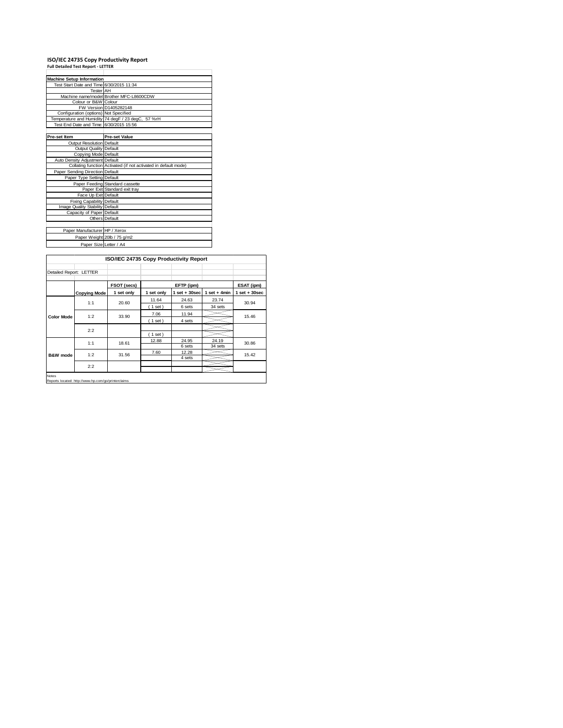## ISO/IEC 24735 Copy Productivity Report

**Full Detailed Test Report - LETTER**

| Machine Setup Information | |
|---|---|
| Test Start Date and Time | 6/30/2015 11:34 |
| Tester | AH |
| Machine name/model | Brother MFC-L8600CDW |
| Colour or B&W | Colour |
| FW Version | D1405282148 |
| Configuration (options) | Not Specified |
| Temperature and Humidity | 74 degF / 23 degC, 57 %rH |
| Test End Date and Time: | 6/30/2015 15:56 |

| Pre-set Item | Pre-set Value |
|---|---|
| Output Resolution | Default |
| Output Quality | Default |
| Copying Mode | Default |
| Auto Density Adjustment | Default |
| Collating function | Activated (if not activated in default mode) |
| Paper Sending Direction | Default |
| Paper Type Setting | Default |
| Paper Feeding | Standard cassette |
| Paper Exit | Standard exit tray |
| Face Up Exit | Default |
| Fixing Capability | Default |
| Image Quality Stability | Default |
| Capacity of Paper | Default |
| Others | Default |

| | |
|---|---|
| Paper Manufacturer | HP / Xerox |
| Paper Weight | 20lb / 75 g/m2 |
| Paper Size | Letter / A4 |

**ISO/IEC 24735 Copy Productivity Report**

Detailed Report: LETTER

| | | FSOT (secs) | EFTP (ipm) | | | ESAT (ipm) |
|---|---|---|---|---|---|---|
| | Copying Mode | 1 set only | 1 set only | 1 set + 30sec | 1 set + 4min | 1 set + 30sec |
| Color Mode | 1:1 | 20.60 | 11.64 | 24.63 | 23.74 | 30.94 |
| | | | ( 1 set ) | 6 sets | 34 sets | |
| | 1:2 | 33.90 | 7.06 | 11.94 | | 15.46 |
| | | | ( 1 set ) | 4 sets | | |
| | 2:2 | | | | | |
| | | | ( 1 set ) | | | |
| B&W mode | 1:1 | 18.61 | 12.88 | 24.95 | 24.19 | 30.86 |
| | | | | 6 sets | 34 sets | |
| | 1:2 | 31.56 | 7.60 | 12.28 | | 15.42 |
| | | | | 4 sets | | |
| | 2:2 | | | | | |

Notes

Reports located: http://www.hp.com/go/printerclaims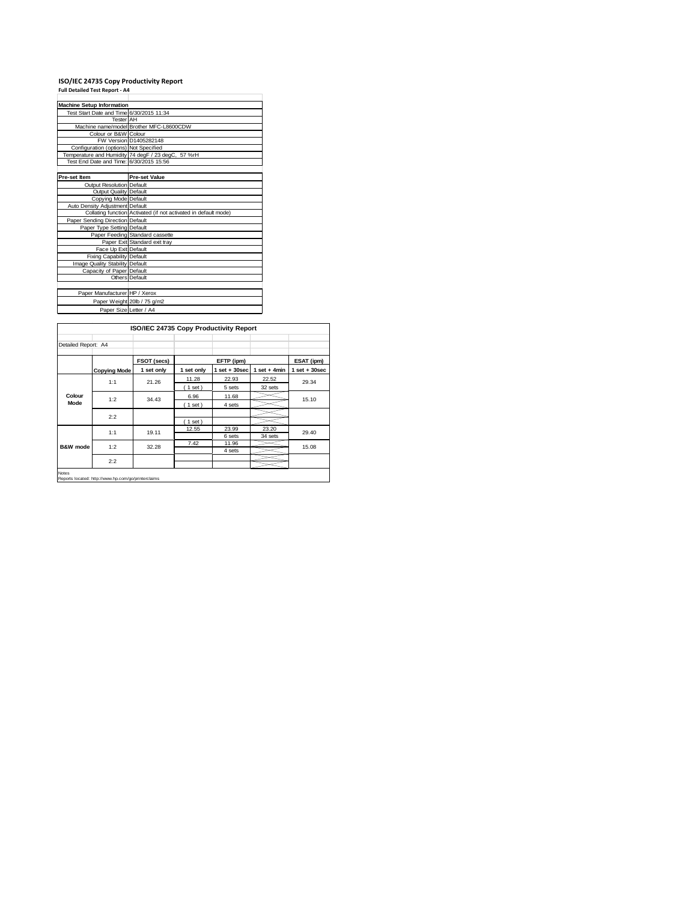# ISO/IEC 24735 Copy Productivity Report

**Full Detailed Test Report - A4**

| Machine Setup Information | |
|---|---|
| Test Start Date and Time | 6/30/2015 11:34 |
| Tester | AH |
| Machine name/model | Brother MFC-L8600CDW |
| Colour or B&W | Colour |
| FW Version | D1405282148 |
| Configuration (options) | Not Specified |
| Temperature and Humidity | 74 degF / 23 degC, 57 %rH |
| Test End Date and Time: | 6/30/2015 15:56 |

| Pre-set Item | Pre-set Value |
|---|---|
| Output Resolution | Default |
| Output Quality | Default |
| Copying Mode | Default |
| Auto Density Adjustment | Default |
| Collating function | Activated (if not activated in default mode) |
| Paper Sending Direction | Default |
| Paper Type Setting | Default |
| Paper Feeding | Standard cassette |
| Paper Exit | Standard exit tray |
| Face Up Exit | Default |
| Fixing Capability | Default |
| Image Quality Stability | Default |
| Capacity of Paper | Default |
| Others | Default |

| | |
|---|---|
| Paper Manufacturer | HP / Xerox |
| Paper Weight | 20lb / 75 g/m2 |
| Paper Size | Letter / A4 |

**ISO/IEC 24735 Copy Productivity Report**

Detailed Report: A4

| | | FSOT (secs) | EFTP (ipm) | | | ESAT (ipm) |
|---|---|---|---|---|---|---|
| | Copying Mode | 1 set only | 1 set only | 1 set + 30sec | 1 set + 4min | 1 set + 30sec |
| Colour Mode | 1:1 | 21.26 | 11.28 | 22.93 | 22.52 | 29.34 |
| | | | ( 1 set ) | 5 sets | 32 sets | |
| | 1:2 | 34.43 | 6.96 | 11.68 | | 15.10 |
| | | | ( 1 set ) | 4 sets | | |
| | 2:2 | | | | | |
| | | | ( 1 set ) | | | |
| B&W mode | 1:1 | 19.11 | 12.55 | 23.99 | 23.20 | 29.40 |
| | | | | 6 sets | 34 sets | |
| | 1:2 | 32.28 | 7.42 | 11.96 | | 15.08 |
| | | | | 4 sets | | |
| | 2:2 | | | | | |

Notes

Reports located: http://www.hp.com/go/printerclaims